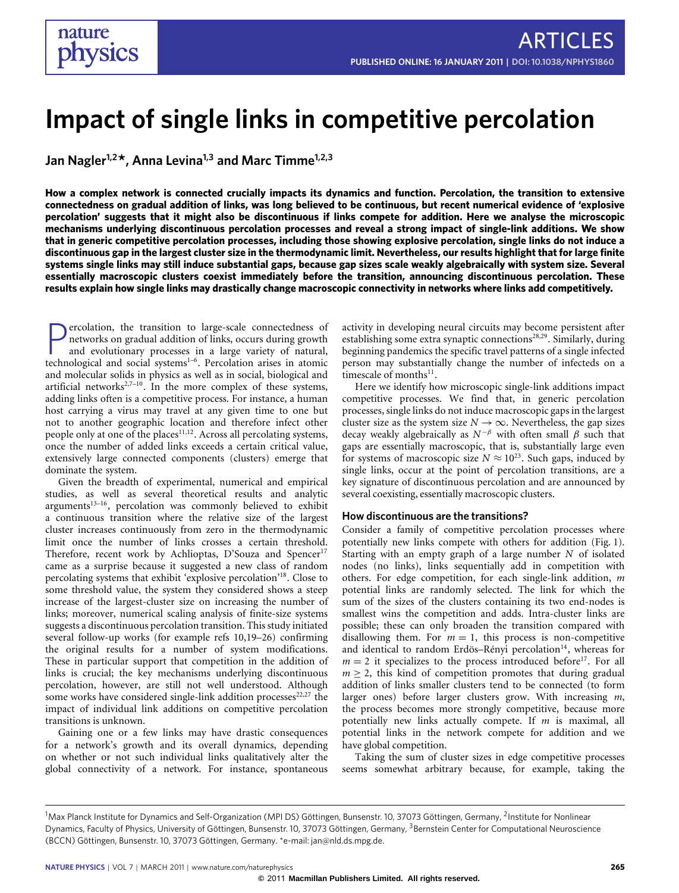# Impact of single links in competitive percolation

**Jan Nagler[1,2]\*, Anna Levina[1,3] and Marc Timme[1,2,3]**

**How a complex network is connected crucially impacts its dynamics and function. Percolation, the transition to extensive connectedness on gradual addition of links, was long believed to be continuous, but recent numerical evidence of 'explosive percolation' suggests that it might also be discontinuous if links compete for addition. Here we analyse the microscopic mechanisms underlying discontinuous percolation processes and reveal a strong impact of single-link additions. We show that in generic competitive percolation processes, including those showing explosive percolation, single links do not induce a discontinuous gap in the largest cluster size in the thermodynamic limit. Nevertheless, our results highlight that for large finite systems single links may still induce substantial gaps, because gap sizes scale weakly algebraically with system size. Several essentially macroscopic clusters coexist immediately before the transition, announcing discontinuous percolation. These results explain how single links may drastically change macroscopic connectivity in networks where links add competitively.**

Percolation, the transition to large-scale connectedness of networks on gradual addition of links, occurs during growth and evolutionary processes in a large variety of natural, technological and social systems[1–6]. Percolation arises in atomic and molecular solids in physics as well as in social, biological and artificial networks[2,7–10]. In the more complex of these systems, adding links often is a competitive process. For instance, a human host carrying a virus may travel at any given time to one but not to another geographic location and therefore infect other people only at one of the places[11,12]. Across all percolating systems, once the number of added links exceeds a certain critical value, extensively large connected components (clusters) emerge that dominate the system.

Given the breadth of experimental, numerical and empirical studies, as well as several theoretical results and analytic arguments[13–16], percolation was commonly believed to exhibit a continuous transition where the relative size of the largest cluster increases continuously from zero in the thermodynamic limit once the number of links crosses a certain threshold. Therefore, recent work by Achlioptas, D'Souza and Spencer[17] came as a surprise because it suggested a new class of random percolating systems that exhibit 'explosive percolation'[18]. Close to some threshold value, the system they considered shows a steep increase of the largest-cluster size on increasing the number of links; moreover, numerical scaling analysis of finite-size systems suggests a discontinuous percolation transition. This study initiated several follow-up works (for example refs 10,19–26) confirming the original results for a number of system modifications. These in particular support that competition in the addition of links is crucial; the key mechanisms underlying discontinuous percolation, however, are still not well understood. Although some works have considered single-link addition processes[22,27] the impact of individual link additions on competitive percolation transitions is unknown.

Gaining one or a few links may have drastic consequences for a network's growth and its overall dynamics, depending on whether or not such individual links qualitatively alter the global connectivity of a network. For instance, spontaneous activity in developing neural circuits may become persistent after establishing some extra synaptic connections[28,29]. Similarly, during beginning pandemics the specific travel patterns of a single infected person may substantially change the number of infecteds on a timescale of months[11].

Here we identify how microscopic single-link additions impact competitive processes. We find that, in generic percolation processes, single links do not induce macroscopic gaps in the largest cluster size as the system size $N \to \infty$. Nevertheless, the gap sizes decay weakly algebraically as $N^{-\beta}$ with often small $\beta$ such that gaps are essentially macroscopic, that is, substantially large even for systems of macroscopic size $N \approx 10^{23}$. Such gaps, induced by single links, occur at the point of percolation transitions, are a key signature of discontinuous percolation and are announced by several coexisting, essentially macroscopic clusters.

## How discontinuous are the transitions?

Consider a family of competitive percolation processes where potentially new links compete with others for addition (Fig. 1). Starting with an empty graph of a large number $N$ of isolated nodes (no links), links sequentially add in competition with others. For edge competition, for each single-link addition, $m$ potential links are randomly selected. The link for which the sum of the sizes of the clusters containing its two end-nodes is smallest wins the competition and adds. Intra-cluster links are possible; these can only broaden the transition compared with disallowing them. For $m = 1$, this process is non-competitive and identical to random Erdös–Rényi percolation[14], whereas for $m = 2$ it specializes to the process introduced before[17]. For all $m \geq 2$, this kind of competition promotes that during gradual addition of links smaller clusters tend to be connected (to form larger ones) before larger clusters grow. With increasing $m$, the process becomes more strongly competitive, because more potentially new links actually compete. If $m$ is maximal, all potential links in the network compete for addition and we have global competition.

Taking the sum of cluster sizes in edge competitive processes seems somewhat arbitrary because, for example, taking the

---

[1]Max Planck Institute for Dynamics and Self-Organization (MPI DS) Göttingen, Bunsenstr. 10, 37073 Göttingen, Germany, [2]Institute for Nonlinear Dynamics, Faculty of Physics, University of Göttingen, Bunsenstr. 10, 37073 Göttingen, Germany, [3]Bernstein Center for Computational Neuroscience (BCCN) Göttingen, Bunsenstr. 10, 37073 Göttingen, Germany. \*e-mail: jan@nld.ds.mpg.de.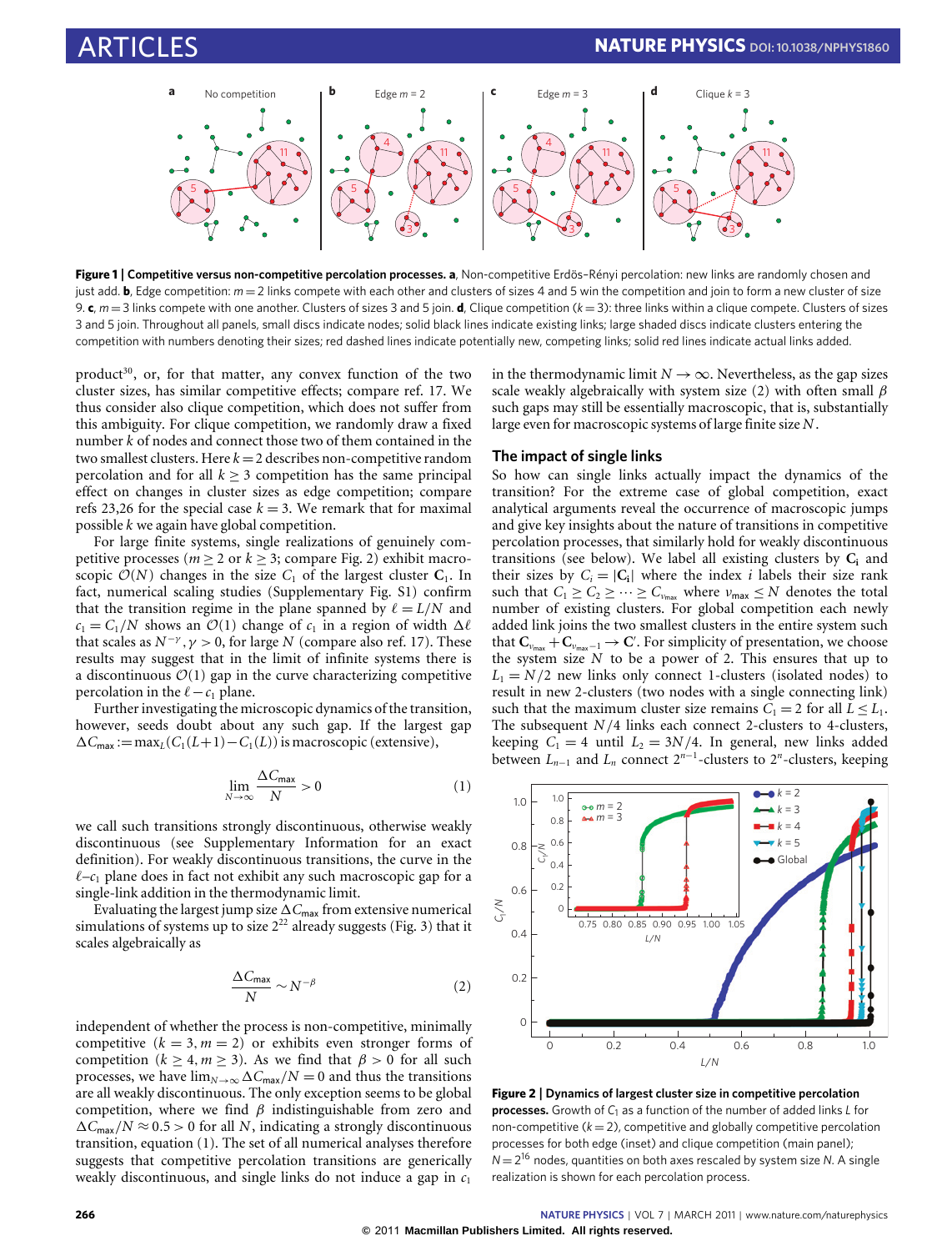**Figure 1 | Competitive versus non-competitive percolation processes. a**, Non-competitive Erdös–Rényi percolation: new links are randomly chosen and just add. **b**, Edge competition: $m=2$ links compete with each other and clusters of sizes 4 and 5 win the competition and join to form a new cluster of size 9. **c**, $m=3$ links compete with one another. Clusters of sizes 3 and 5 join. **d**, Clique competition ($k=3$): three links within a clique compete. Clusters of sizes 3 and 5 join. Throughout all panels, small discs indicate nodes; solid black lines indicate existing links; large shaded discs indicate clusters entering the competition with numbers denoting their sizes; red dashed lines indicate potentially new, competing links; solid red lines indicate actual links added.

product[30], or, for that matter, any convex function of the two cluster sizes, has similar competitive effects; compare ref. 17. We thus consider also clique competition, which does not suffer from this ambiguity. For clique competition, we randomly draw a fixed number $k$ of nodes and connect those two of them contained in the two smallest clusters. Here $k=2$ describes non-competitive random percolation and for $k\geq 3$ competition has the same principal effect on changes in cluster sizes as edge competition; compare refs 23,26 for the special case $k=3$. We remark that for maximal possible $k$ we again have global competition.

For large finite systems, single realizations of genuinely competitive processes ($m\geq 2$ or $k\geq 3$; compare Fig. 2) exhibit macroscopic $\mathcal{O}(N)$ changes in the size $C_1$ of the largest cluster $\mathbf{C}_1$. In fact, numerical scaling studies (Supplementary Fig. S1) confirm that the transition regime in the plane spanned by $\ell = L/N$ and $c_1 = C_1/N$ shows an $\mathcal{O}(1)$ change of $c_1$ in a region of width $\Delta\ell$ that scales as $N^{-\gamma}, \gamma > 0$, for large $N$ (compare also ref. 17). These results may suggest that in the limit of infinite systems there is a discontinuous $\mathcal{O}(1)$ gap in the curve characterizing competitive percolation in the $\ell - c_1$ plane.

Further investigating the microscopic dynamics of the transition, however, seeds doubt about any such gap. If the largest gap $\Delta C_{\mathrm{max}} := \max_L (C_1(L+1) - C_1(L))$ is macroscopic (extensive),

$$\lim_{N\to\infty} \frac{\Delta C_{\mathrm{max}}}{N} > 0 \tag{1}$$

we call such transitions strongly discontinuous, otherwise weakly discontinuous (see Supplementary Information for an exact definition). For weakly discontinuous transitions, the curve in the $\ell$–$c_1$ plane does in fact not exhibit any such macroscopic gap for a single-link addition in the thermodynamic limit.

Evaluating the largest jump size $\Delta C_{\mathrm{max}}$ from extensive numerical simulations of systems up to size $2^{22}$ already suggests (Fig. 3) that it scales algebraically as

$$\frac{\Delta C_{\mathrm{max}}}{N} \sim N^{-\beta} \tag{2}$$

independent of whether the process is non-competitive, minimally competitive ($k=3, m=2$) or exhibits even stronger forms of competition ($k\geq 4, m\geq 3$). As we find that $\beta > 0$ for all such processes, we have $\lim_{N\to\infty} \Delta C_{\mathrm{max}}/N = 0$ and thus the transitions are all weakly discontinuous. The only exception seems to be global competition, where we find $\beta$ indistinguishable from zero and $\Delta C_{\mathrm{max}}/N \approx 0.5 > 0$ for all $N$, indicating a strongly discontinuous transition, equation (1). The set of all numerical analyses therefore suggests that competitive percolation transitions are generically weakly discontinuous, and single links do not induce a gap in $c_1$ in the thermodynamic limit $N\to\infty$. Nevertheless, as the gap sizes scale weakly algebraically with system size (2) with often small $\beta$ such gaps may still be essentially macroscopic, that is, substantially large even for macroscopic systems of large finite size $N$.

## The impact of single links

So how can single links actually impact the dynamics of the transition? For the extreme case of global competition, exact analytical arguments reveal the occurrence of macroscopic jumps and give key insights about the nature of transitions in competitive percolation processes, that similarly hold for weakly discontinuous transitions (see below). We label all existing clusters by $\mathbf{C}_i$ and their sizes by $C_i = |\mathbf{C}_i|$ where the index $i$ labels their size rank such that $C_1 \geq C_2 \geq \cdots \geq C_{\nu_{\mathrm{max}}}$ where $\nu_{\mathrm{max}} \leq N$ denotes the total number of existing clusters. For global competition each newly added link joins the two smallest clusters in the entire system such that $\mathbf{C}_{\nu_{\mathrm{max}}} + \mathbf{C}_{\nu_{\mathrm{max}}-1} \to \mathbf{C}'$. For simplicity of presentation, we choose the system size $N$ to be a power of 2. This ensures that up to $L_1 = N/2$ new links only connect 1-clusters (isolated nodes) to result in new 2-clusters (two nodes with a single connecting link) such that the maximum cluster size remains $C_1 = 2$ for all $L \leq L_1$. The subsequent $N/4$ links each connect 2-clusters to 4-clusters, keeping $C_1 = 4$ until $L_2 = 3N/4$. In general, new links added between $L_{n-1}$ and $L_n$ connect $2^{n-1}$-clusters to $2^n$-clusters, keeping

**Figure 2 | Dynamics of largest cluster size in competitive percolation processes.** Growth of $C_1$ as a function of the number of added links $L$ for non-competitive ($k=2$), competitive and globally competitive percolation processes for both edge (inset) and clique competition (main panel); $N=2^{16}$ nodes, quantities on both axes rescaled by system size $N$. A single realization is shown for each percolation process.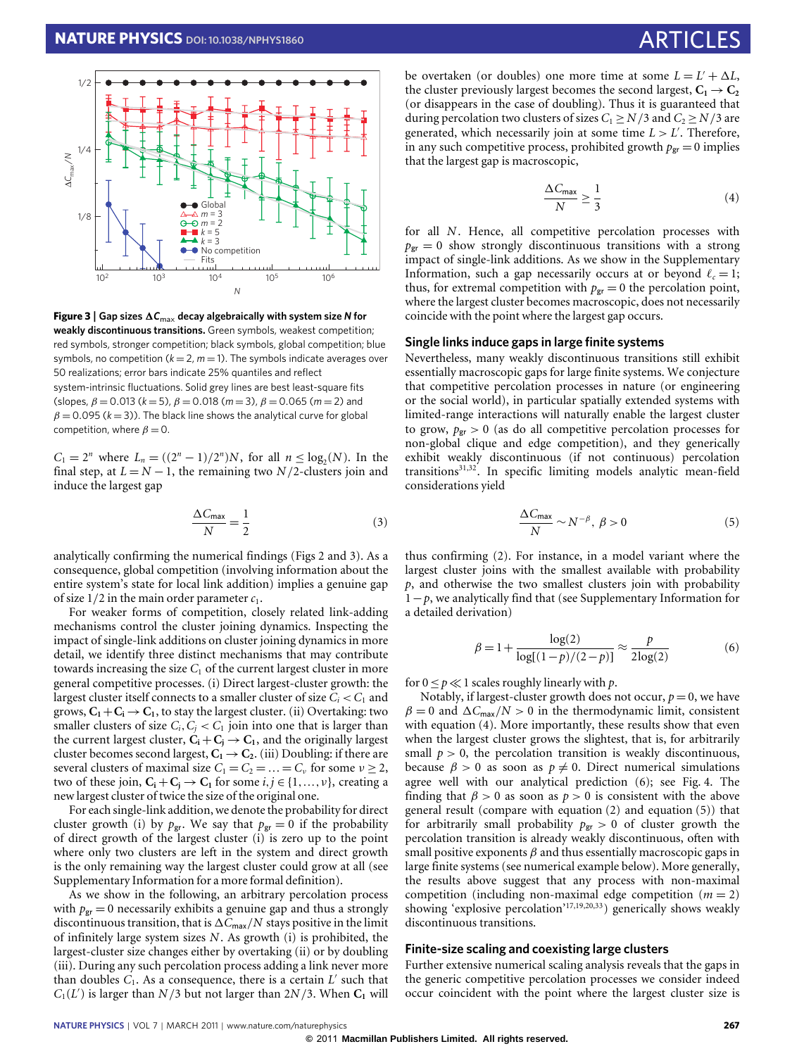**Figure 3 | Gap sizes $\Delta C_{\max}$ decay algebraically with system size $N$ for weakly discontinuous transitions.** Green symbols, weakest competition; red symbols, stronger competition; black symbols, global competition; blue symbols, no competition ($k=2$, $m=1$). The symbols indicate averages over 50 realizations; error bars indicate 25% quantiles and reflect system-intrinsic fluctuations. Solid grey lines are best least-square fits (slopes, $\beta = 0.013$ ($k=5$), $\beta = 0.018$ ($m=3$), $\beta = 0.065$ ($m=2$) and $\beta = 0.095$ ($k=3$)). The black line shows the analytical curve for global competition, where $\beta = 0$.

$C_1 = 2^n$ where $L_n = ((2^n-1)/2^n)N$, for all $n \le \log_2(N)$. In the final step, at $L = N-1$, the remaining two $N/2$-clusters join and induce the largest gap

$$\frac{\Delta C_{\max}}{N} = \frac{1}{2} \tag{3}$$

analytically confirming the numerical findings (Figs 2 and 3). As a consequence, global competition (involving information about the entire system's state for local link addition) implies a genuine gap of size 1/2 in the main order parameter $c_1$.

For weaker forms of competition, closely related link-adding mechanisms control the cluster joining dynamics. Inspecting the impact of single-link additions on cluster joining dynamics in more detail, we identify three distinct mechanisms that may contribute towards increasing the size $C_1$ of the current largest cluster in more general competitive processes. (i) Direct largest-cluster growth: the largest cluster itself connects to a smaller cluster of size $C_i < C_1$ and grows, $\mathbf{C_1} + \mathbf{C_i} \to \mathbf{C_1}$, to stay the largest cluster. (ii) Overtaking: two smaller clusters of size $C_i, C_j < C_1$ join into one that is larger than the current largest cluster, $\mathbf{C_i} + \mathbf{C_j} \to \mathbf{C_1}$, and the originally largest cluster becomes second largest, $\mathbf{C_1} \to \mathbf{C_2}$. (iii) Doubling: if there are several clusters of maximal size $C_1 = C_2 = \ldots = C_\nu$ for some $\nu \ge 2$, two of these join, $\mathbf{C_i} + \mathbf{C_j} \to \mathbf{C_1}$ for some $i, j \in \{1, \ldots, \nu\}$, creating a new largest cluster of twice the size of the original one.

For each single-link addition, we denote the probability for direct cluster growth (i) by $p_{\mathrm{gr}}$. We say that $p_{\mathrm{gr}} = 0$ if the probability of direct growth of the largest cluster (i) is zero up to the point where only two clusters are left in the system and direct growth is the only remaining way the largest cluster could grow at all (see Supplementary Information for a more formal definition).

As we show in the following, an arbitrary percolation process with $p_{\mathrm{gr}} = 0$ necessarily exhibits a genuine gap and thus a strongly discontinuous transition, that is $\Delta C_{\max}/N$ stays positive in the limit of infinitely large system sizes $N$. As growth (i) is prohibited, the largest-cluster size changes either by overtaking (ii) or by doubling (iii). During any such percolation process adding a link never more than doubles $C_1$. As a consequence, there is a certain $L'$ such that $C_1(L')$ is larger than $N/3$ but not larger than $2N/3$. When $\mathbf{C_1}$ will be overtaken (or doubles) one more time at some $L = L' + \Delta L$, the cluster previously largest becomes the second largest, $\mathbf{C_1} \to \mathbf{C_2}$ (or disappears in the case of doubling). Thus it is guaranteed that during percolation two clusters of sizes $C_1 \ge N/3$ and $C_2 \ge N/3$ are generated, which necessarily join at some time $L > L'$. Therefore, in any such competitive process, prohibited growth $p_{\mathrm{gr}} = 0$ implies that the largest gap is macroscopic,

$$\frac{\Delta C_{\max}}{N} \ge \frac{1}{3} \tag{4}$$

for all $N$. Hence, all competitive percolation processes with $p_{\mathrm{gr}} = 0$ show strongly discontinuous transitions with a strong impact of single-link additions. As we show in the Supplementary Information, such a gap necessarily occurs at or beyond $\ell_c = 1$; thus, for extremal competition with $p_{\mathrm{gr}} = 0$ the percolation point, where the largest cluster becomes macroscopic, does not necessarily coincide with the point where the largest gap occurs.

## Single links induce gaps in large finite systems

Nevertheless, many weakly discontinuous transitions still exhibit essentially macroscopic gaps for large finite systems. We conjecture that competitive percolation processes in nature (or engineering or the social world), in particular spatially extended systems with limited-range interactions will naturally enable the largest cluster to grow, $p_{\mathrm{gr}} > 0$ (as do all competitive percolation processes for non-global clique and edge competition), and they generically exhibit weakly discontinuous (if not continuous) percolation transitions[31,32]. In specific limiting models analytic mean-field considerations yield

$$\frac{\Delta C_{\max}}{N} \sim N^{-\beta},\ \beta > 0 \tag{5}$$

thus confirming (2). For instance, in a model variant where the largest cluster joins with the smallest available with probability $p$, and otherwise the two smallest clusters join with probability $1-p$, we analytically find that (see Supplementary Information for a detailed derivation)

$$\beta = 1 + \frac{\log(2)}{\log[(1-p)/(2-p)]} \approx \frac{p}{2\log(2)} \tag{6}$$

for $0 \le p \ll 1$ scales roughly linearly with $p$.

Notably, if largest-cluster growth does not occur, $p = 0$, we have $\beta = 0$ and $\Delta C_{\max}/N > 0$ in the thermodynamic limit, consistent with equation (4). More importantly, these results show that even when the largest cluster grows the slightest, that is, for arbitrarily small $p > 0$, the percolation transition is weakly discontinuous, because $\beta > 0$ as soon as $p \neq 0$. Direct numerical simulations agree well with our analytical prediction (6); see Fig. 4. The finding that $\beta > 0$ as soon as $p > 0$ is consistent with the above general result (compare with equation (2) and equation (5)) that for arbitrarily small probability $p_{\mathrm{gr}} > 0$ of cluster growth the percolation transition is already weakly discontinuous, often with small positive exponents $\beta$ and thus essentially macroscopic gaps in large finite systems (see numerical example below). More generally, the results above suggest that any process with non-maximal competition (including non-maximal edge competition ($m = 2$) showing 'explosive percolation'[17,19,20,33]) generically shows weakly discontinuous transitions.

## Finite-size scaling and coexisting large clusters

Further extensive numerical scaling analysis reveals that the gaps in the generic competitive percolation processes we consider indeed occur coincident with the point where the largest cluster size is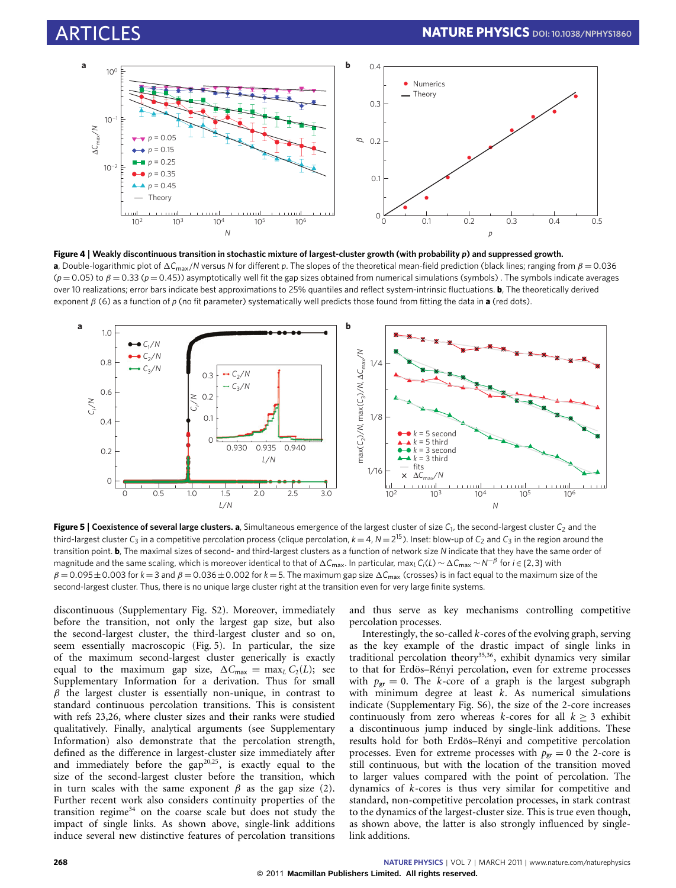**Figure 4 | Weakly discontinuous transition in stochastic mixture of largest-cluster growth (with probability $p$) and suppressed growth.** **a**, Double-logarithmic plot of $\Delta C_{max}/N$ versus $N$ for different $p$. The slopes of the theoretical mean-field prediction (black lines; ranging from $\beta = 0.036$ ($p = 0.05$) to $\beta = 0.33$ ($p = 0.45$)) asymptotically well fit the gap sizes obtained from numerical simulations (symbols). The symbols indicate averages over 10 realizations; error bars indicate best approximations to 25% quantiles and reflect system-intrinsic fluctuations. **b**, The theoretically derived exponent $\beta$ (6) as a function of $p$ (no fit parameter) systematically well predicts those found from fitting the data in **a** (red dots).

**Figure 5 | Coexistence of several large clusters.** **a**, Simultaneous emergence of the largest cluster of size $C_1$, the second-largest cluster $C_2$ and the third-largest cluster $C_3$ in a competitive percolation process (clique percolation, $k = 4$, $N = 2^{15}$). Inset: blow-up of $C_2$ and $C_3$ in the region around the transition point. **b**, The maximal sizes of second- and third-largest clusters as a function of network size $N$ indicate that they have the same order of magnitude and the same scaling, which is moreover identical to that of $\Delta C_{max}$. In particular, $\max_L C_i(L) \sim \Delta C_{max} \sim N^{-\beta}$ for $i \in \{2,3\}$ with $\beta = 0.095 \pm 0.003$ for $k = 3$ and $\beta = 0.036 \pm 0.002$ for $k = 5$. The maximum gap size $\Delta C_{max}$ (crosses) is in fact equal to the maximum size of the second-largest cluster. Thus, there is no unique large cluster right at the transition even for very large finite systems.

discontinuous (Supplementary Fig. S2). Moreover, immediately before the transition, not only the largest gap size, but also the second-largest cluster, the third-largest cluster and so on, seem essentially macroscopic (Fig. 5). In particular, the size of the maximum second-largest cluster generically is exactly equal to the maximum gap size, $\Delta C_{max} = \max_L C_2(L)$; see Supplementary Information for a derivation. Thus for small $\beta$ the largest cluster is essentially non-unique, in contrast to standard continuous percolation transitions. This is consistent with refs 23,26, where cluster sizes and their ranks were studied qualitatively. Finally, analytical arguments (see Supplementary Information) also demonstrate that the percolation strength, defined as the difference in largest-cluster size immediately after and immediately before the gap[20,25], is exactly equal to the size of the second-largest cluster before the transition, which in turn scales with the same exponent $\beta$ as the gap size (2). Further recent work also considers continuity properties of the transition regime[34] on the coarse scale but does not study the impact of single links. As shown above, single-link additions induce several new distinctive features of percolation transitions and thus serve as key mechanisms controlling competitive percolation processes.

Interestingly, the so-called $k$-cores of the evolving graph, serving as the key example of the drastic impact of single links in traditional percolation theory[35,36], exhibit dynamics very similar to that for Erdös–Rényi percolation, even for extreme processes with $p_{gr} = 0$. The $k$-core of a graph is the largest subgraph with minimum degree at least $k$. As numerical simulations indicate (Supplementary Fig. S6), the size of the 2-core increases continuously from zero whereas $k$-cores for all $k \geq 3$ exhibit a discontinuous jump induced by single-link additions. These results hold for both Erdös–Rényi and competitive percolation processes. Even for extreme processes with $p_{gr} = 0$ the 2-core is still continuous, but with the location of the transition moved to larger values compared with the point of percolation. The dynamics of $k$-cores is thus very similar for competitive and standard, non-competitive percolation processes, in stark contrast to the dynamics of the largest-cluster size. This is true even though, as shown above, the latter is also strongly influenced by single-link additions.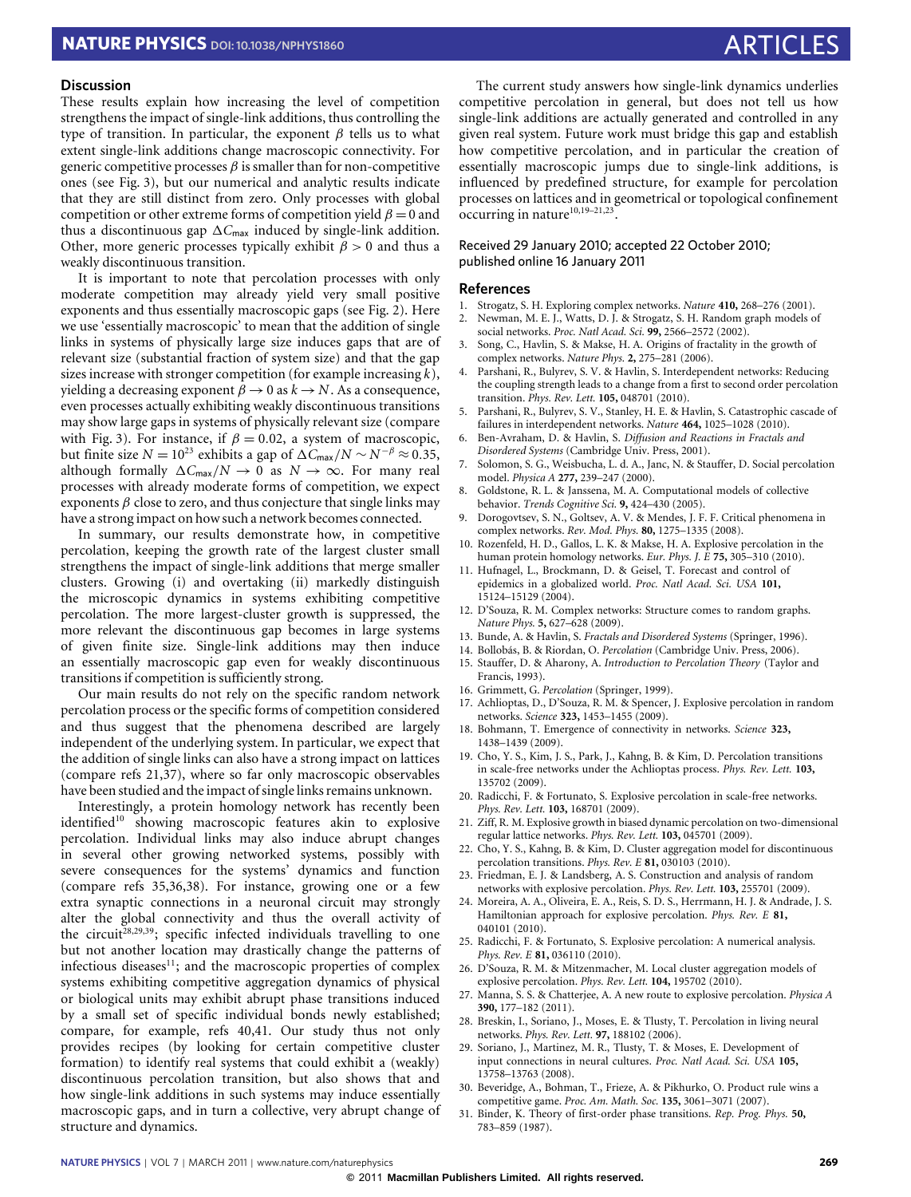## Discussion

These results explain how increasing the level of competition strengthens the impact of single-link additions, thus controlling the type of transition. In particular, the exponent $\beta$ tells us to what extent single-link additions change macroscopic connectivity. For generic competitive processes $\beta$ is smaller than for non-competitive ones (see Fig. 3), but our numerical and analytic results indicate that they are still distinct from zero. Only processes with global competition or other extreme forms of competition yield $\beta = 0$ and thus a discontinuous gap $\Delta C_{max}$ induced by single-link addition. Other, more generic processes typically exhibit $\beta > 0$ and thus a weakly discontinuous transition.

It is important to note that percolation processes with only moderate competition may already yield very small positive exponents and thus essentially macroscopic gaps (see Fig. 2). Here we use 'essentially macroscopic' to mean that the addition of single links in systems of physically large size induces gaps that are of relevant size (substantial fraction of system size) and that the gap sizes increase with stronger competition (for example increasing $k$), yielding a decreasing exponent $\beta \to 0$ as $k \to N$. As a consequence, even processes actually exhibiting weakly discontinuous transitions may show large gaps in systems of physically relevant size (compare with Fig. 3). For instance, if $\beta = 0.02$, a system of macroscopic, but finite size $N = 10^{23}$ exhibits a gap of $\Delta C_{max}/N \sim N^{-\beta} \approx 0.35$, although formally $\Delta C_{max}/N \to 0$ as $N \to \infty$. For many real processes with already moderate forms of competition, we expect exponents $\beta$ close to zero, and thus conjecture that single links may have a strong impact on how such a network becomes connected.

In summary, our results demonstrate how, in competitive percolation, keeping the growth rate of the largest cluster small strengthens the impact of single-link additions that merge smaller clusters. Growing (i) and overtaking (ii) markedly distinguish the microscopic dynamics in systems exhibiting competitive percolation. The more largest-cluster growth is suppressed, the more relevant the discontinuous gap becomes in large systems of given finite size. Single-link additions may then induce an essentially macroscopic gap even for weakly discontinuous transitions if competition is sufficiently strong.

Our main results do not rely on the specific random network percolation process or the specific forms of competition considered and thus suggest that the phenomena described are largely independent of the underlying system. In particular, we expect that the addition of single links can also have a strong impact on lattices (compare refs 21,37), where so far only macroscopic observables have been studied and the impact of single links remains unknown.

Interestingly, a protein homology network has recently been identified[10] showing macroscopic features akin to explosive percolation. Individual links may also induce abrupt changes in several other growing networked systems, possibly with severe consequences for the systems' dynamics and function (compare refs 35,36,38). For instance, growing one or a few extra synaptic connections in a neuronal circuit may strongly alter the global connectivity and thus the overall activity of the circuit[28,29,39]; specific infected individuals travelling to one but not another location may drastically change the patterns of infectious diseases[11]; and the macroscopic properties of complex systems exhibiting competitive aggregation dynamics of physical or biological units may exhibit abrupt phase transitions induced by a small set of specific individual bonds newly established; compare, for example, refs 40,41. Our study thus not only provides recipes (by looking for certain competitive cluster formation) to identify real systems that could exhibit a (weakly) discontinuous percolation transition, but also shows that and how single-link additions in such systems may induce essentially macroscopic gaps, and in turn a collective, very abrupt change of structure and dynamics.

The current study answers how single-link dynamics underlies competitive percolation in general, but does not tell us how single-link additions are actually generated and controlled in any given real system. Future work must bridge this gap and establish how competitive percolation, and in particular the creation of essentially macroscopic jumps due to single-link additions, is influenced by predefined structure, for example for percolation processes on lattices and in geometrical or topological confinement occurring in nature[10,19–21,23].

Received 29 January 2010; accepted 22 October 2010; published online 16 January 2011

## References

1. Strogatz, S. H. Exploring complex networks. *Nature* **410,** 268–276 (2001).
2. Newman, M. E. J., Watts, D. J. & Strogatz, S. H. Random graph models of social networks. *Proc. Natl Acad. Sci.* **99,** 2566–2572 (2002).
3. Song, C., Havlin, S. & Makse, H. A. Origins of fractality in the growth of complex networks. *Nature Phys.* **2,** 275–281 (2006).
4. Parshani, R., Bulyrev, S. V. & Havlin, S. Interdependent networks: Reducing the coupling strength leads to a change from a first to second order percolation transition. *Phys. Rev. Lett.* **105,** 048701 (2010).
5. Parshani, R., Bulyrev, S. V., Stanley, H. E. & Havlin, S. Catastrophic cascade of failures in interdependent networks. *Nature* **464,** 1025–1028 (2010).
6. Ben-Avraham, D. & Havlin, S. *Diffusion and Reactions in Fractals and Disordered Systems* (Cambridge Univ. Press, 2001).
7. Solomon, S. G., Weisbucha, L. d. A., Janc, N. & Stauffer, D. Social percolation model. *Physica A* **277,** 239–247 (2000).
8. Goldstone, R. L. & Janssena, M. A. Computational models of collective behavior. *Trends Cognitive Sci.* **9,** 424–430 (2005).
9. Dorogovtsev, S. N., Goltsev, A. V. & Mendes, J. F. F. Critical phenomena in complex networks. *Rev. Mod. Phys.* **80,** 1275–1335 (2008).
10. Rozenfeld, H. D., Gallos, L. K. & Makse, H. A. Explosive percolation in the human protein homology networks. *Eur. Phys. J. E* **75,** 305–310 (2010).
11. Hufnagel, L., Brockmann, D. & Geisel, T. Forecast and control of epidemics in a globalized world. *Proc. Natl Acad. Sci. USA* **101,** 15124–15129 (2004).
12. D'Souza, R. M. Complex networks: Structure comes to random graphs. *Nature Phys.* **5,** 627–628 (2009).
13. Bunde, A. & Havlin, S. *Fractals and Disordered Systems* (Springer, 1996).
14. Bollobás, B. & Riordan, O. *Percolation* (Cambridge Univ. Press, 2006).
15. Stauffer, D. & Aharony, A. *Introduction to Percolation Theory* (Taylor and Francis, 1993).
16. Grimmett, G. *Percolation* (Springer, 1999).
17. Achlioptas, D., D'Souza, R. M. & Spencer, J. Explosive percolation in random networks. *Science* **323,** 1453–1455 (2009).
18. Bohmann, T. Emergence of connectivity in networks. *Science* **323,** 1438–1439 (2009).
19. Cho, Y. S., Kim, J. S., Park, J., Kahng, B. & Kim, D. Percolation transitions in scale-free networks under the Achlioptas process. *Phys. Rev. Lett.* **103,** 135702 (2009).
20. Radicchi, F. & Fortunato, S. Explosive percolation in scale-free networks. *Phys. Rev. Lett.* **103,** 168701 (2009).
21. Ziff, R. M. Explosive growth in biased dynamic percolation on two-dimensional regular lattice networks. *Phys. Rev. Lett.* **103,** 045701 (2009).
22. Cho, Y. S., Kahng, B. & Kim, D. Cluster aggregation model for discontinuous percolation transitions. *Phys. Rev. E* **81,** 030103 (2010).
23. Friedman, E. J. & Landsberg, A. S. Construction and analysis of random networks with explosive percolation. *Phys. Rev. Lett.* **103,** 255701 (2009).
24. Moreira, A. A., Oliveira, E. A., Reis, S. D. S., Herrmann, H. J. & Andrade, J. S. Hamiltonian approach for explosive percolation. *Phys. Rev. E* **81,** 040101 (2010).
25. Radicchi, F. & Fortunato, S. Explosive percolation: A numerical analysis. *Phys. Rev. E* **81,** 036110 (2010).
26. D'Souza, R. M. & Mitzenmacher, M. Local cluster aggregation models of explosive percolation. *Phys. Rev. Lett.* **104,** 195702 (2010).
27. Manna, S. S. & Chatterjee, A. A new route to explosive percolation. *Physica A* **390,** 177–182 (2011).
28. Breskin, I., Soriano, J., Moses, E. & Tlusty, T. Percolation in living neural networks. *Phys. Rev. Lett.* **97,** 188102 (2006).
29. Soriano, J., Martinez, M. R., Tlusty, T. & Moses, E. Development of input connections in neural cultures. *Proc. Natl Acad. Sci. USA* **105,** 13758–13763 (2008).
30. Beveridge, A., Bohman, T., Frieze, A. & Pikhurko, O. Product rule wins a competitive game. *Proc. Am. Math. Soc.* **135,** 3061–3071 (2007).
31. Binder, K. Theory of first-order phase transitions. *Rep. Prog. Phys.* **50,** 783–859 (1987).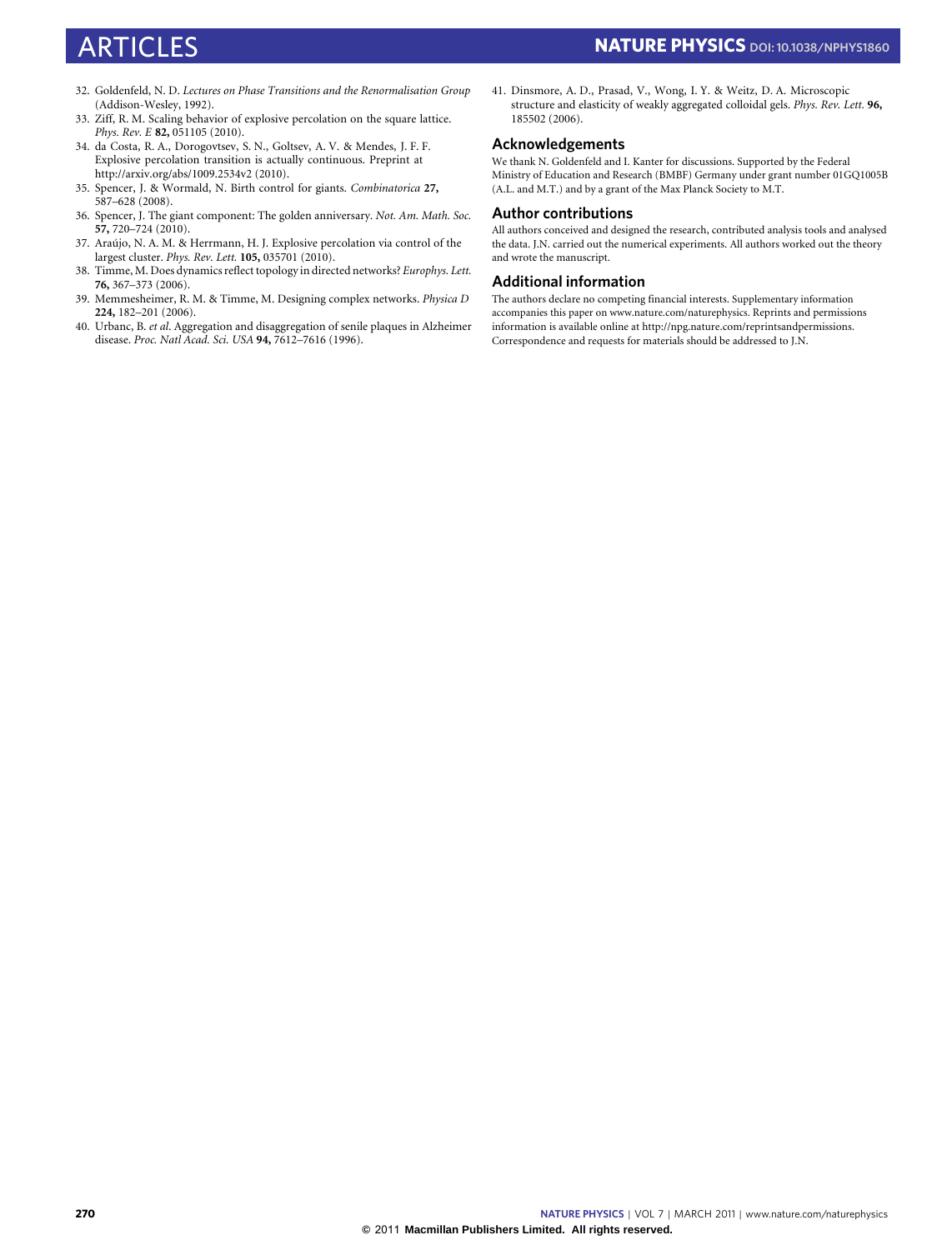32. Goldenfeld, N. D. *Lectures on Phase Transitions and the Renormalisation Group* (Addison-Wesley, 1992).
33. Ziff, R. M. Scaling behavior of explosive percolation on the square lattice. *Phys. Rev. E* **82,** 051105 (2010).
34. da Costa, R. A., Dorogovtsev, S. N., Goltsev, A. V. & Mendes, J. F. F. Explosive percolation transition is actually continuous. Preprint at http://arxiv.org/abs/1009.2534v2 (2010).
35. Spencer, J. & Wormald, N. Birth control for giants. *Combinatorica* **27,** 587–628 (2008).
36. Spencer, J. The giant component: The golden anniversary. *Not. Am. Math. Soc.* **57,** 720–724 (2010).
37. Araújo, N. A. M. & Herrmann, H. J. Explosive percolation via control of the largest cluster. *Phys. Rev. Lett.* **105,** 035701 (2010).
38. Timme, M. Does dynamics reflect topology in directed networks? *Europhys. Lett.* **76,** 367–373 (2006).
39. Memmesheimer, R. M. & Timme, M. Designing complex networks. *Physica D* **224,** 182–201 (2006).
40. Urbanc, B. *et al.* Aggregation and disaggregation of senile plaques in Alzheimer disease. *Proc. Natl Acad. Sci. USA* **94,** 7612–7616 (1996).
41. Dinsmore, A. D., Prasad, V., Wong, I. Y. & Weitz, D. A. Microscopic structure and elasticity of weakly aggregated colloidal gels. *Phys. Rev. Lett.* **96,** 185502 (2006).

## Acknowledgements

We thank N. Goldenfeld and I. Kanter for discussions. Supported by the Federal Ministry of Education and Research (BMBF) Germany under grant number 01GQ1005B (A.L. and M.T.) and by a grant of the Max Planck Society to M.T.

## Author contributions

All authors conceived and designed the research, contributed analysis tools and analysed the data. J.N. carried out the numerical experiments. All authors worked out the theory and wrote the manuscript.

## Additional information

The authors declare no competing financial interests. Supplementary information accompanies this paper on www.nature.com/naturephysics. Reprints and permissions information is available online at http://npg.nature.com/reprintsandpermissions. Correspondence and requests for materials should be addressed to J.N.